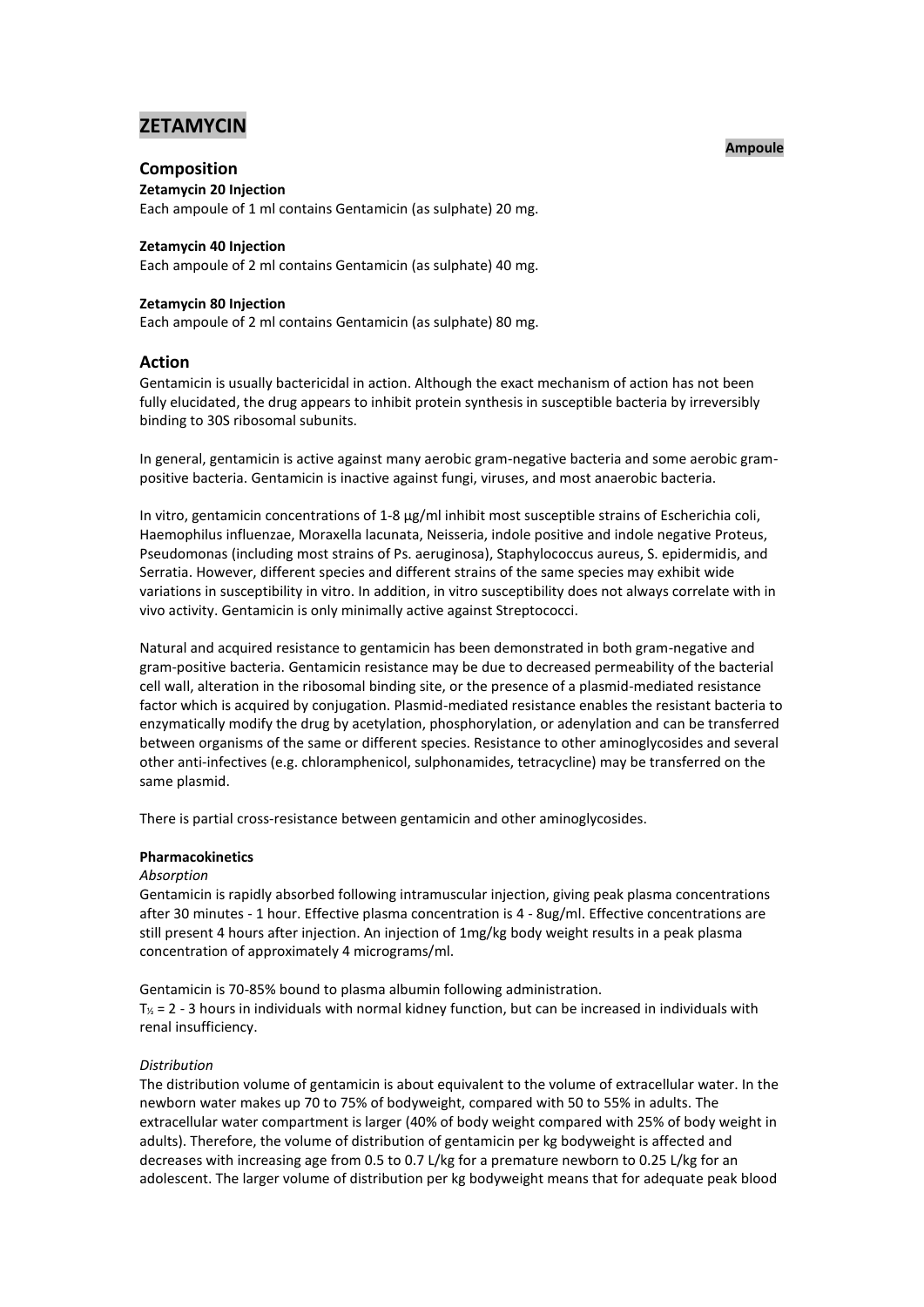# ZETAMYCIN

**Ampoule**

## Composition

**Zetamycin 20 Injection**
Each ampoule of 1 ml contains Gentamicin (as sulphate) 20 mg.

**Zetamycin 40 Injection**
Each ampoule of 2 ml contains Gentamicin (as sulphate) 40 mg.

**Zetamycin 80 Injection**
Each ampoule of 2 ml contains Gentamicin (as sulphate) 80 mg.

## Action

Gentamicin is usually bactericidal in action. Although the exact mechanism of action has not been fully elucidated, the drug appears to inhibit protein synthesis in susceptible bacteria by irreversibly binding to 30S ribosomal subunits.

In general, gentamicin is active against many aerobic gram-negative bacteria and some aerobic gram-positive bacteria. Gentamicin is inactive against fungi, viruses, and most anaerobic bacteria.

In vitro, gentamicin concentrations of 1-8 µg/ml inhibit most susceptible strains of Escherichia coli, Haemophilus influenzae, Moraxella lacunata, Neisseria, indole positive and indole negative Proteus, Pseudomonas (including most strains of Ps. aeruginosa), Staphylococcus aureus, S. epidermidis, and Serratia. However, different species and different strains of the same species may exhibit wide variations in susceptibility in vitro. In addition, in vitro susceptibility does not always correlate with in vivo activity. Gentamicin is only minimally active against Streptococci.

Natural and acquired resistance to gentamicin has been demonstrated in both gram-negative and gram-positive bacteria. Gentamicin resistance may be due to decreased permeability of the bacterial cell wall, alteration in the ribosomal binding site, or the presence of a plasmid-mediated resistance factor which is acquired by conjugation. Plasmid-mediated resistance enables the resistant bacteria to enzymatically modify the drug by acetylation, phosphorylation, or adenylation and can be transferred between organisms of the same or different species. Resistance to other aminoglycosides and several other anti-infectives (e.g. chloramphenicol, sulphonamides, tetracycline) may be transferred on the same plasmid.

There is partial cross-resistance between gentamicin and other aminoglycosides.

**Pharmacokinetics**

*Absorption*

Gentamicin is rapidly absorbed following intramuscular injection, giving peak plasma concentrations after 30 minutes - 1 hour. Effective plasma concentration is 4 - 8ug/ml. Effective concentrations are still present 4 hours after injection. An injection of 1mg/kg body weight results in a peak plasma concentration of approximately 4 micrograms/ml.

Gentamicin is 70-85% bound to plasma albumin following administration.
$T_{½}$ = 2 - 3 hours in individuals with normal kidney function, but can be increased in individuals with renal insufficiency.

*Distribution*

The distribution volume of gentamicin is about equivalent to the volume of extracellular water. In the newborn water makes up 70 to 75% of bodyweight, compared with 50 to 55% in adults. The extracellular water compartment is larger (40% of body weight compared with 25% of body weight in adults). Therefore, the volume of distribution of gentamicin per kg bodyweight is affected and decreases with increasing age from 0.5 to 0.7 L/kg for a premature newborn to 0.25 L/kg for an adolescent. The larger volume of distribution per kg bodyweight means that for adequate peak blood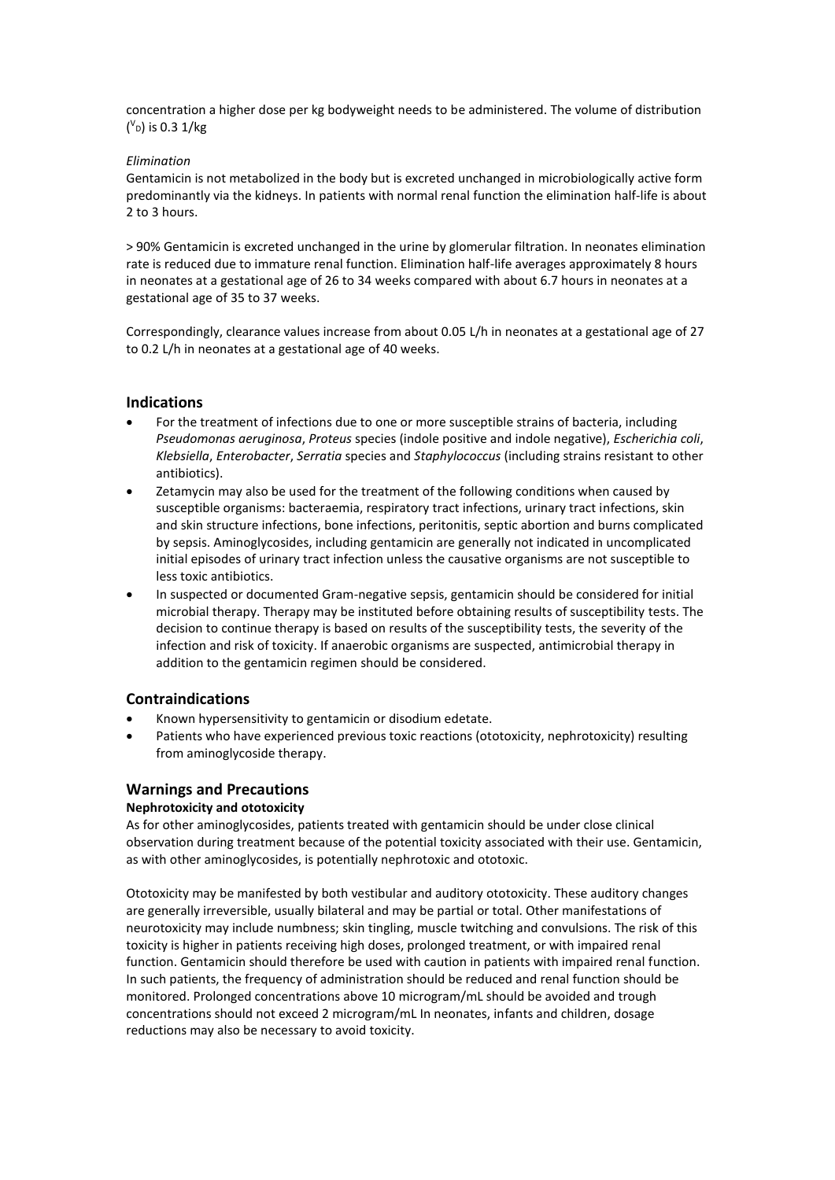concentration a higher dose per kg bodyweight needs to be administered. The volume of distribution ($V_D$) is 0.3 1/kg

*Elimination*

Gentamicin is not metabolized in the body but is excreted unchanged in microbiologically active form predominantly via the kidneys. In patients with normal renal function the elimination half-life is about 2 to 3 hours.

> 90% Gentamicin is excreted unchanged in the urine by glomerular filtration. In neonates elimination rate is reduced due to immature renal function. Elimination half-life averages approximately 8 hours in neonates at a gestational age of 26 to 34 weeks compared with about 6.7 hours in neonates at a gestational age of 35 to 37 weeks.

Correspondingly, clearance values increase from about 0.05 L/h in neonates at a gestational age of 27 to 0.2 L/h in neonates at a gestational age of 40 weeks.

## Indications

- For the treatment of infections due to one or more susceptible strains of bacteria, including *Pseudomonas aeruginosa*, *Proteus* species (indole positive and indole negative), *Escherichia coli*, *Klebsiella*, *Enterobacter*, *Serratia* species and *Staphylococcus* (including strains resistant to other antibiotics).
- Zetamycin may also be used for the treatment of the following conditions when caused by susceptible organisms: bacteraemia, respiratory tract infections, urinary tract infections, skin and skin structure infections, bone infections, peritonitis, septic abortion and burns complicated by sepsis. Aminoglycosides, including gentamicin are generally not indicated in uncomplicated initial episodes of urinary tract infection unless the causative organisms are not susceptible to less toxic antibiotics.
- In suspected or documented Gram-negative sepsis, gentamicin should be considered for initial microbial therapy. Therapy may be instituted before obtaining results of susceptibility tests. The decision to continue therapy is based on results of the susceptibility tests, the severity of the infection and risk of toxicity. If anaerobic organisms are suspected, antimicrobial therapy in addition to the gentamicin regimen should be considered.

## Contraindications

- Known hypersensitivity to gentamicin or disodium edetate.
- Patients who have experienced previous toxic reactions (ototoxicity, nephrotoxicity) resulting from aminoglycoside therapy.

## Warnings and Precautions

**Nephrotoxicity and ototoxicity**

As for other aminoglycosides, patients treated with gentamicin should be under close clinical observation during treatment because of the potential toxicity associated with their use. Gentamicin, as with other aminoglycosides, is potentially nephrotoxic and ototoxic.

Ototoxicity may be manifested by both vestibular and auditory ototoxicity. These auditory changes are generally irreversible, usually bilateral and may be partial or total. Other manifestations of neurotoxicity may include numbness; skin tingling, muscle twitching and convulsions. The risk of this toxicity is higher in patients receiving high doses, prolonged treatment, or with impaired renal function. Gentamicin should therefore be used with caution in patients with impaired renal function. In such patients, the frequency of administration should be reduced and renal function should be monitored. Prolonged concentrations above 10 microgram/mL should be avoided and trough concentrations should not exceed 2 microgram/mL In neonates, infants and children, dosage reductions may also be necessary to avoid toxicity.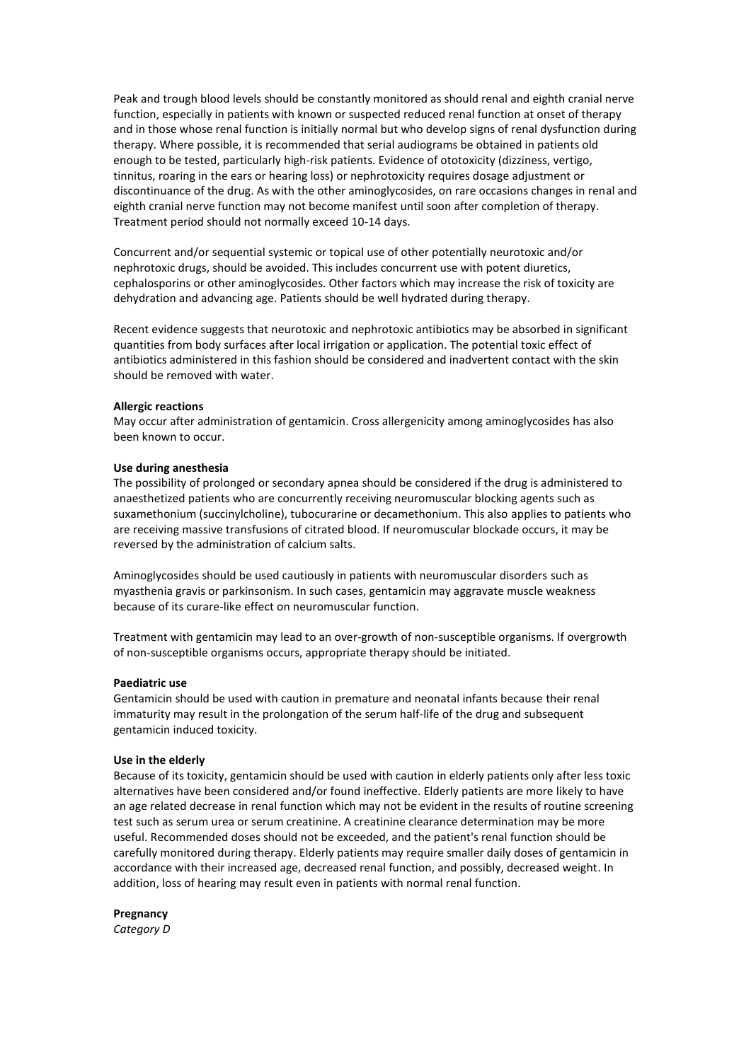Peak and trough blood levels should be constantly monitored as should renal and eighth cranial nerve function, especially in patients with known or suspected reduced renal function at onset of therapy and in those whose renal function is initially normal but who develop signs of renal dysfunction during therapy. Where possible, it is recommended that serial audiograms be obtained in patients old enough to be tested, particularly high-risk patients. Evidence of ototoxicity (dizziness, vertigo, tinnitus, roaring in the ears or hearing loss) or nephrotoxicity requires dosage adjustment or discontinuance of the drug. As with the other aminoglycosides, on rare occasions changes in renal and eighth cranial nerve function may not become manifest until soon after completion of therapy. Treatment period should not normally exceed 10-14 days.

Concurrent and/or sequential systemic or topical use of other potentially neurotoxic and/or nephrotoxic drugs, should be avoided. This includes concurrent use with potent diuretics, cephalosporins or other aminoglycosides. Other factors which may increase the risk of toxicity are dehydration and advancing age. Patients should be well hydrated during therapy.

Recent evidence suggests that neurotoxic and nephrotoxic antibiotics may be absorbed in significant quantities from body surfaces after local irrigation or application. The potential toxic effect of antibiotics administered in this fashion should be considered and inadvertent contact with the skin should be removed with water.

**Allergic reactions**

May occur after administration of gentamicin. Cross allergenicity among aminoglycosides has also been known to occur.

**Use during anesthesia**

The possibility of prolonged or secondary apnea should be considered if the drug is administered to anaesthetized patients who are concurrently receiving neuromuscular blocking agents such as suxamethonium (succinylcholine), tubocurarine or decamethonium. This also applies to patients who are receiving massive transfusions of citrated blood. If neuromuscular blockade occurs, it may be reversed by the administration of calcium salts.

Aminoglycosides should be used cautiously in patients with neuromuscular disorders such as myasthenia gravis or parkinsonism. In such cases, gentamicin may aggravate muscle weakness because of its curare-like effect on neuromuscular function.

Treatment with gentamicin may lead to an over-growth of non-susceptible organisms. If overgrowth of non-susceptible organisms occurs, appropriate therapy should be initiated.

**Paediatric use**

Gentamicin should be used with caution in premature and neonatal infants because their renal immaturity may result in the prolongation of the serum half-life of the drug and subsequent gentamicin induced toxicity.

**Use in the elderly**

Because of its toxicity, gentamicin should be used with caution in elderly patients only after less toxic alternatives have been considered and/or found ineffective. Elderly patients are more likely to have an age related decrease in renal function which may not be evident in the results of routine screening test such as serum urea or serum creatinine. A creatinine clearance determination may be more useful. Recommended doses should not be exceeded, and the patient's renal function should be carefully monitored during therapy. Elderly patients may require smaller daily doses of gentamicin in accordance with their increased age, decreased renal function, and possibly, decreased weight. In addition, loss of hearing may result even in patients with normal renal function.

**Pregnancy**

*Category D*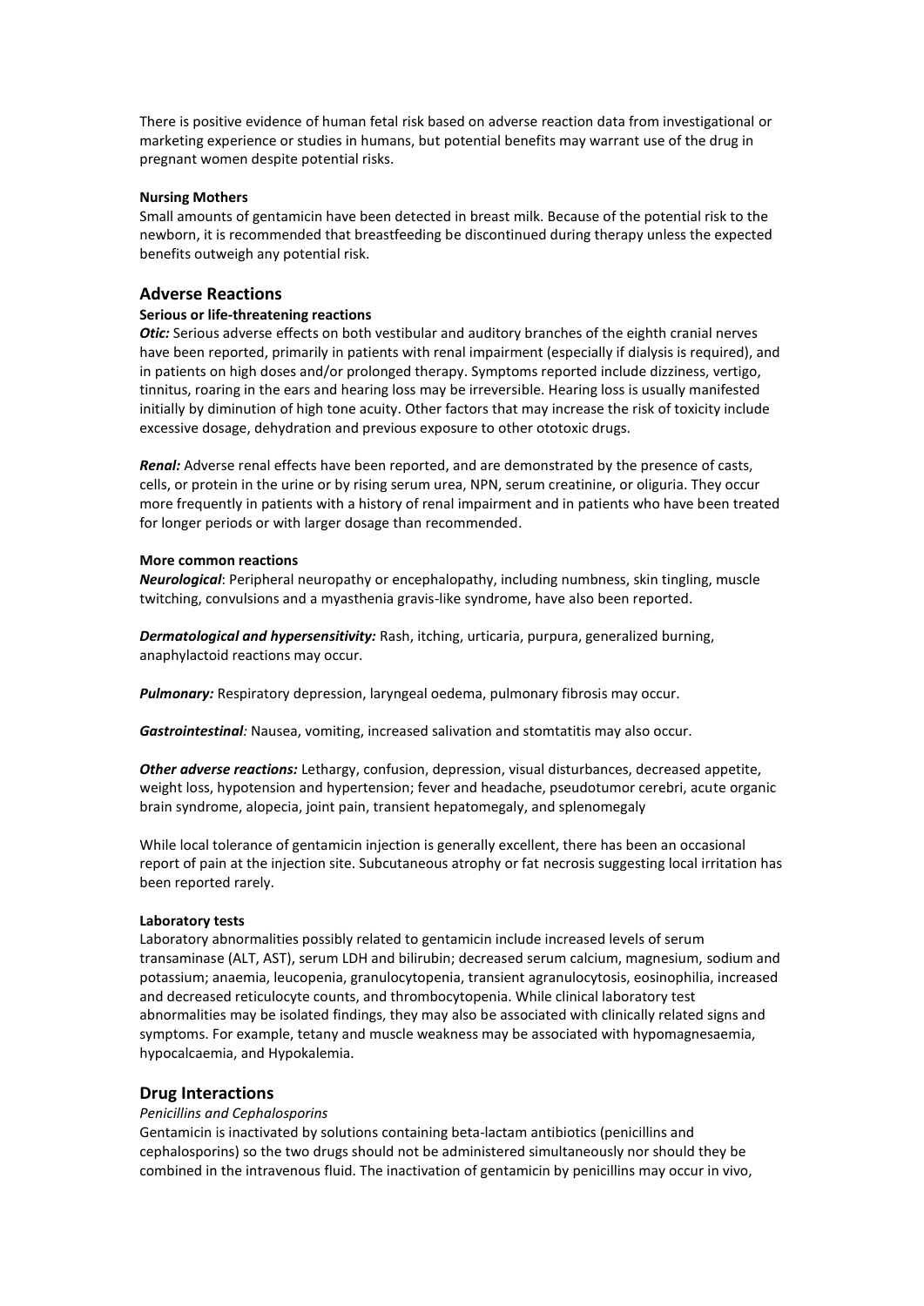There is positive evidence of human fetal risk based on adverse reaction data from investigational or marketing experience or studies in humans, but potential benefits may warrant use of the drug in pregnant women despite potential risks.

**Nursing Mothers**

Small amounts of gentamicin have been detected in breast milk. Because of the potential risk to the newborn, it is recommended that breastfeeding be discontinued during therapy unless the expected benefits outweigh any potential risk.

## Adverse Reactions

**Serious or life-threatening reactions**

***Otic:*** Serious adverse effects on both vestibular and auditory branches of the eighth cranial nerves have been reported, primarily in patients with renal impairment (especially if dialysis is required), and in patients on high doses and/or prolonged therapy. Symptoms reported include dizziness, vertigo, tinnitus, roaring in the ears and hearing loss may be irreversible. Hearing loss is usually manifested initially by diminution of high tone acuity. Other factors that may increase the risk of toxicity include excessive dosage, dehydration and previous exposure to other ototoxic drugs.

***Renal:*** Adverse renal effects have been reported, and are demonstrated by the presence of casts, cells, or protein in the urine or by rising serum urea, NPN, serum creatinine, or oliguria. They occur more frequently in patients with a history of renal impairment and in patients who have been treated for longer periods or with larger dosage than recommended.

**More common reactions**

***Neurological***: Peripheral neuropathy or encephalopathy, including numbness, skin tingling, muscle twitching, convulsions and a myasthenia gravis-like syndrome, have also been reported.

***Dermatological and hypersensitivity:*** Rash, itching, urticaria, purpura, generalized burning, anaphylactoid reactions may occur.

***Pulmonary:*** Respiratory depression, laryngeal oedema, pulmonary fibrosis may occur.

***Gastrointestinal:*** Nausea, vomiting, increased salivation and stomtatitis may also occur.

***Other adverse reactions:*** Lethargy, confusion, depression, visual disturbances, decreased appetite, weight loss, hypotension and hypertension; fever and headache, pseudotumor cerebri, acute organic brain syndrome, alopecia, joint pain, transient hepatomegaly, and splenomegaly

While local tolerance of gentamicin injection is generally excellent, there has been an occasional report of pain at the injection site. Subcutaneous atrophy or fat necrosis suggesting local irritation has been reported rarely.

**Laboratory tests**

Laboratory abnormalities possibly related to gentamicin include increased levels of serum transaminase (ALT, AST), serum LDH and bilirubin; decreased serum calcium, magnesium, sodium and potassium; anaemia, leucopenia, granulocytopenia, transient agranulocytosis, eosinophilia, increased and decreased reticulocyte counts, and thrombocytopenia. While clinical laboratory test abnormalities may be isolated findings, they may also be associated with clinically related signs and symptoms. For example, tetany and muscle weakness may be associated with hypomagnesaemia, hypocalcaemia, and Hypokalemia.

## Drug Interactions

*Penicillins and Cephalosporins*

Gentamicin is inactivated by solutions containing beta-lactam antibiotics (penicillins and cephalosporins) so the two drugs should not be administered simultaneously nor should they be combined in the intravenous fluid. The inactivation of gentamicin by penicillins may occur in vivo,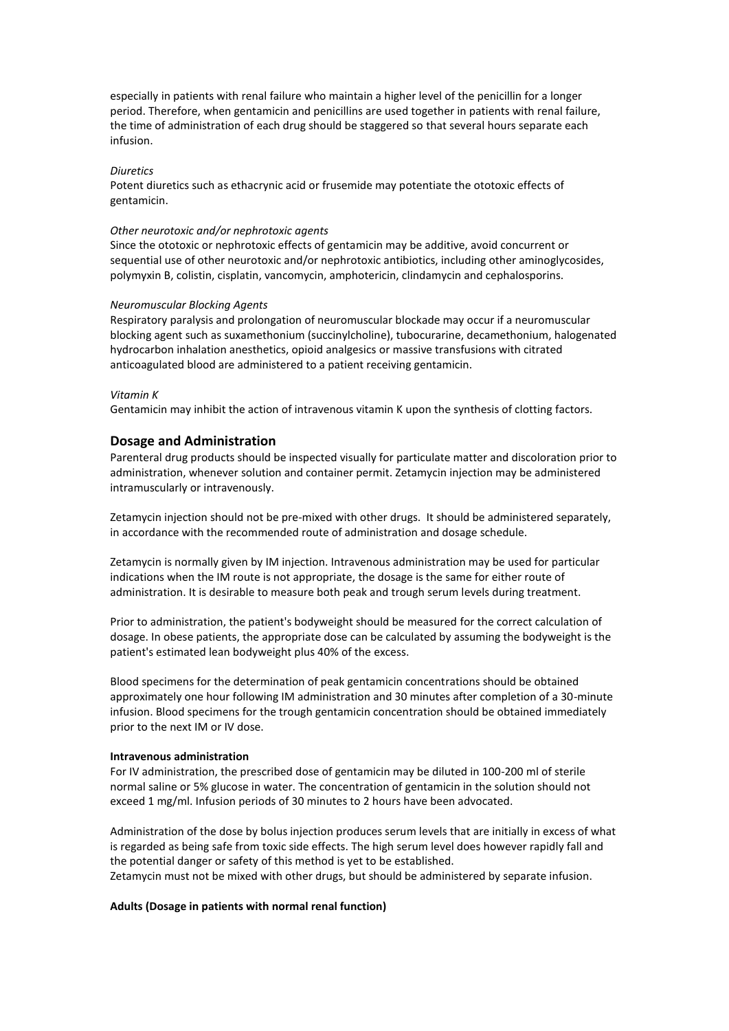especially in patients with renal failure who maintain a higher level of the penicillin for a longer period. Therefore, when gentamicin and penicillins are used together in patients with renal failure, the time of administration of each drug should be staggered so that several hours separate each infusion.

*Diuretics*

Potent diuretics such as ethacrynic acid or frusemide may potentiate the ototoxic effects of gentamicin.

*Other neurotoxic and/or nephrotoxic agents*

Since the ototoxic or nephrotoxic effects of gentamicin may be additive, avoid concurrent or sequential use of other neurotoxic and/or nephrotoxic antibiotics, including other aminoglycosides, polymyxin B, colistin, cisplatin, vancomycin, amphotericin, clindamycin and cephalosporins.

*Neuromuscular Blocking Agents*

Respiratory paralysis and prolongation of neuromuscular blockade may occur if a neuromuscular blocking agent such as suxamethonium (succinylcholine), tubocurarine, decamethonium, halogenated hydrocarbon inhalation anesthetics, opioid analgesics or massive transfusions with citrated anticoagulated blood are administered to a patient receiving gentamicin.

*Vitamin K*

Gentamicin may inhibit the action of intravenous vitamin K upon the synthesis of clotting factors.

## Dosage and Administration

Parenteral drug products should be inspected visually for particulate matter and discoloration prior to administration, whenever solution and container permit. Zetamycin injection may be administered intramuscularly or intravenously.

Zetamycin injection should not be pre-mixed with other drugs. It should be administered separately, in accordance with the recommended route of administration and dosage schedule.

Zetamycin is normally given by IM injection. Intravenous administration may be used for particular indications when the IM route is not appropriate, the dosage is the same for either route of administration. It is desirable to measure both peak and trough serum levels during treatment.

Prior to administration, the patient's bodyweight should be measured for the correct calculation of dosage. In obese patients, the appropriate dose can be calculated by assuming the bodyweight is the patient's estimated lean bodyweight plus 40% of the excess.

Blood specimens for the determination of peak gentamicin concentrations should be obtained approximately one hour following IM administration and 30 minutes after completion of a 30-minute infusion. Blood specimens for the trough gentamicin concentration should be obtained immediately prior to the next IM or IV dose.

**Intravenous administration**

For IV administration, the prescribed dose of gentamicin may be diluted in 100-200 ml of sterile normal saline or 5% glucose in water. The concentration of gentamicin in the solution should not exceed 1 mg/ml. Infusion periods of 30 minutes to 2 hours have been advocated.

Administration of the dose by bolus injection produces serum levels that are initially in excess of what is regarded as being safe from toxic side effects. The high serum level does however rapidly fall and the potential danger or safety of this method is yet to be established.
Zetamycin must not be mixed with other drugs, but should be administered by separate infusion.

**Adults (Dosage in patients with normal renal function)**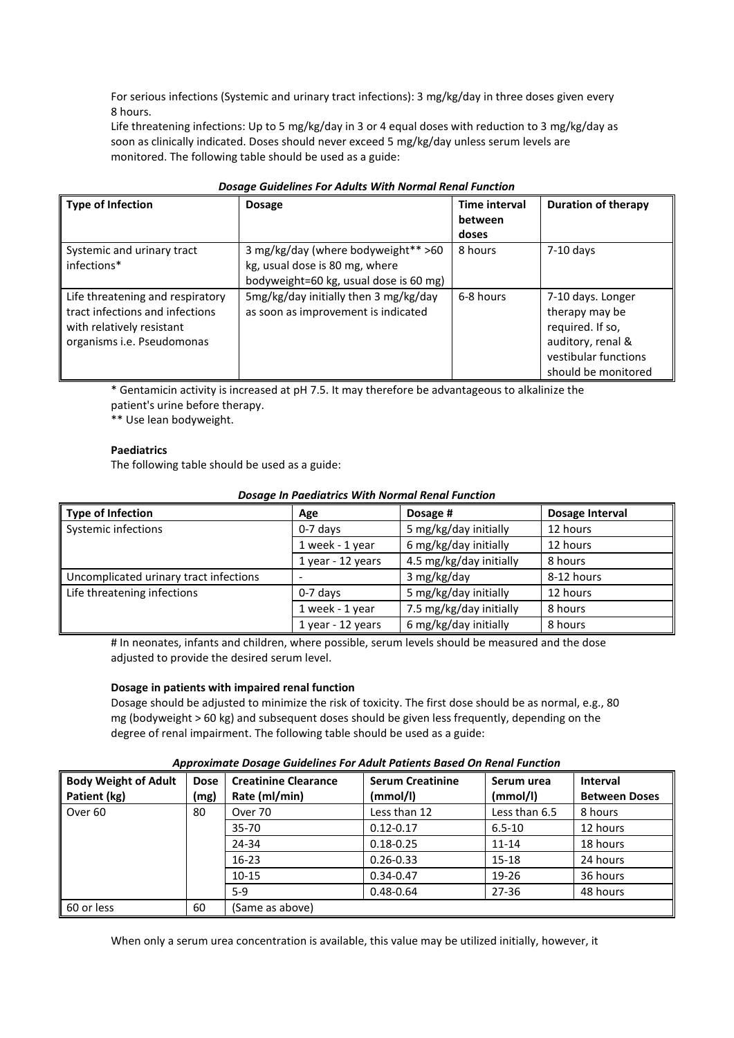For serious infections (Systemic and urinary tract infections): 3 mg/kg/day in three doses given every 8 hours.

Life threatening infections: Up to 5 mg/kg/day in 3 or 4 equal doses with reduction to 3 mg/kg/day as soon as clinically indicated. Doses should never exceed 5 mg/kg/day unless serum levels are monitored. The following table should be used as a guide:

***Dosage Guidelines For Adults With Normal Renal Function***

| Type of Infection | Dosage | Time interval between doses | Duration of therapy |
|---|---|---|---|
| Systemic and urinary tract infections* | 3 mg/kg/day (where bodyweight** >60 kg, usual dose is 80 mg, where bodyweight=60 kg, usual dose is 60 mg) | 8 hours | 7-10 days |
| Life threatening and respiratory tract infections and infections with relatively resistant organisms i.e. Pseudomonas | 5mg/kg/day initially then 3 mg/kg/day as soon as improvement is indicated | 6-8 hours | 7-10 days. Longer therapy may be required. If so, auditory, renal & vestibular functions should be monitored |

* Gentamicin activity is increased at pH 7.5. It may therefore be advantageous to alkalinize the patient's urine before therapy.

** Use lean bodyweight.

**Paediatrics**

The following table should be used as a guide:

***Dosage In Paediatrics With Normal Renal Function***

| Type of Infection | Age | Dosage # | Dosage Interval |
|---|---|---|---|
| Systemic infections | 0-7 days | 5 mg/kg/day initially | 12 hours |
| | 1 week - 1 year | 6 mg/kg/day initially | 12 hours |
| | 1 year - 12 years | 4.5 mg/kg/day initially | 8 hours |
| Uncomplicated urinary tract infections | - | 3 mg/kg/day | 8-12 hours |
| Life threatening infections | 0-7 days | 5 mg/kg/day initially | 12 hours |
| | 1 week - 1 year | 7.5 mg/kg/day initially | 8 hours |
| | 1 year - 12 years | 6 mg/kg/day initially | 8 hours |

# In neonates, infants and children, where possible, serum levels should be measured and the dose adjusted to provide the desired serum level.

**Dosage in patients with impaired renal function**

Dosage should be adjusted to minimize the risk of toxicity. The first dose should be as normal, e.g., 80 mg (bodyweight > 60 kg) and subsequent doses should be given less frequently, depending on the degree of renal impairment. The following table should be used as a guide:

***Approximate Dosage Guidelines For Adult Patients Based On Renal Function***

| Body Weight of Adult Patient (kg) | Dose (mg) | Creatinine Clearance Rate (ml/min) | Serum Creatinine (mmol/l) | Serum urea (mmol/l) | Interval Between Doses |
|---|---|---|---|---|---|
| Over 60 | 80 | Over 70 | Less than 12 | Less than 6.5 | 8 hours |
| | | 35-70 | 0.12-0.17 | 6.5-10 | 12 hours |
| | | 24-34 | 0.18-0.25 | 11-14 | 18 hours |
| | | 16-23 | 0.26-0.33 | 15-18 | 24 hours |
| | | 10-15 | 0.34-0.47 | 19-26 | 36 hours |
| | | 5-9 | 0.48-0.64 | 27-36 | 48 hours |
| 60 or less | 60 | (Same as above) | | | |

When only a serum urea concentration is available, this value may be utilized initially, however, it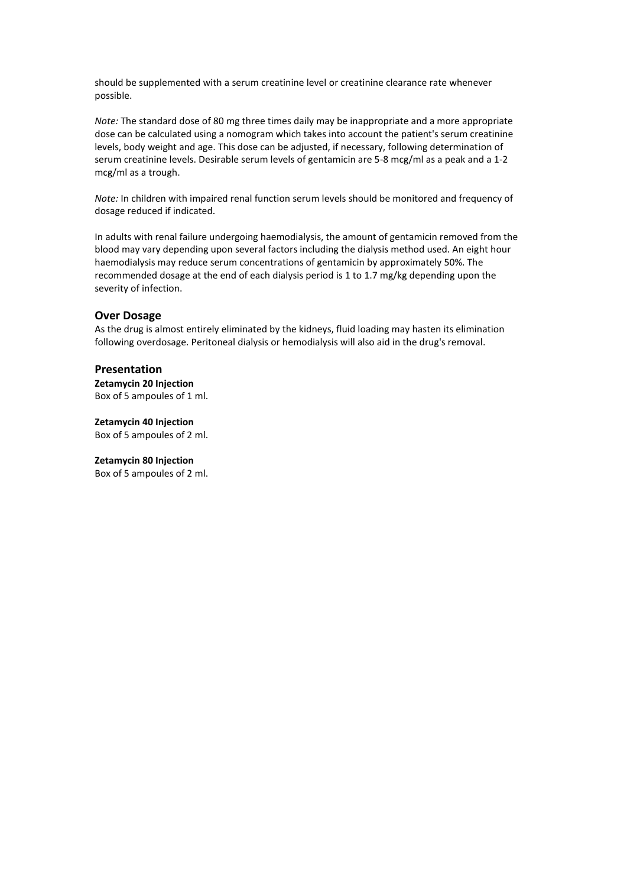should be supplemented with a serum creatinine level or creatinine clearance rate whenever possible.

*Note:* The standard dose of 80 mg three times daily may be inappropriate and a more appropriate dose can be calculated using a nomogram which takes into account the patient's serum creatinine levels, body weight and age. This dose can be adjusted, if necessary, following determination of serum creatinine levels. Desirable serum levels of gentamicin are 5-8 mcg/ml as a peak and a 1-2 mcg/ml as a trough.

*Note:* In children with impaired renal function serum levels should be monitored and frequency of dosage reduced if indicated.

In adults with renal failure undergoing haemodialysis, the amount of gentamicin removed from the blood may vary depending upon several factors including the dialysis method used. An eight hour haemodialysis may reduce serum concentrations of gentamicin by approximately 50%. The recommended dosage at the end of each dialysis period is 1 to 1.7 mg/kg depending upon the severity of infection.

## Over Dosage

As the drug is almost entirely eliminated by the kidneys, fluid loading may hasten its elimination following overdosage. Peritoneal dialysis or hemodialysis will also aid in the drug's removal.

## Presentation

**Zetamycin 20 Injection**
Box of 5 ampoules of 1 ml.

**Zetamycin 40 Injection**
Box of 5 ampoules of 2 ml.

**Zetamycin 80 Injection**
Box of 5 ampoules of 2 ml.